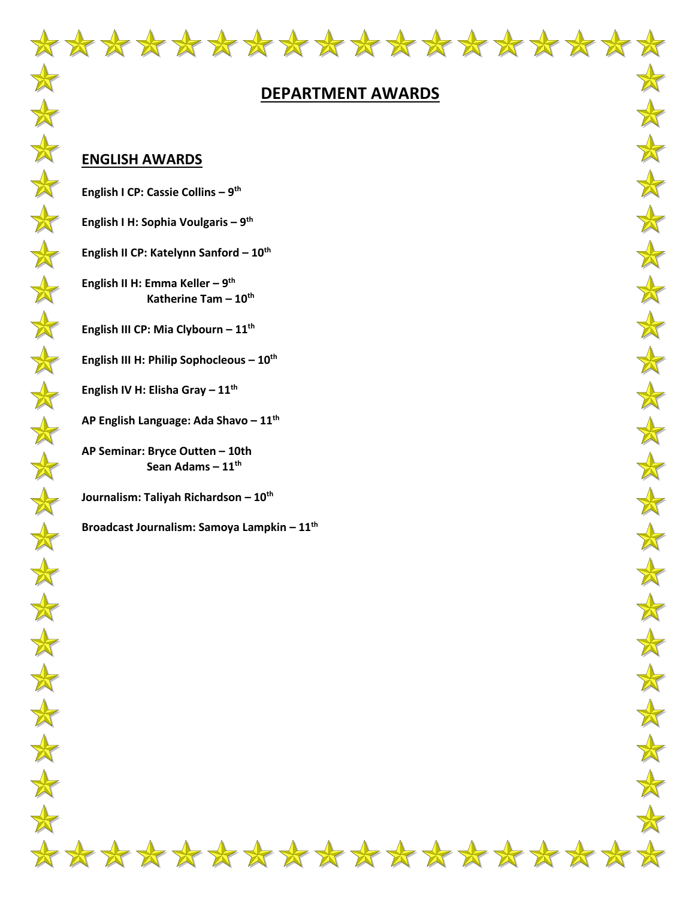# DEPARTMENT AWARDS

## ENGLISH AWARDS

**English I CP: Cassie Collins – 9th**

**English I H: Sophia Voulgaris – 9th**

**English II CP: Katelynn Sanford – 10th**

**English II H: Emma Keller – 9th**
**Katherine Tam – 10th**

**English III CP: Mia Clybourn – 11th**

**English III H: Philip Sophocleous – 10th**

**English IV H: Elisha Gray – 11th**

**AP English Language: Ada Shavo – 11th**

**AP Seminar: Bryce Outten – 10th**
**Sean Adams – 11th**

**Journalism: Taliyah Richardson – 10th**

**Broadcast Journalism: Samoya Lampkin – 11th**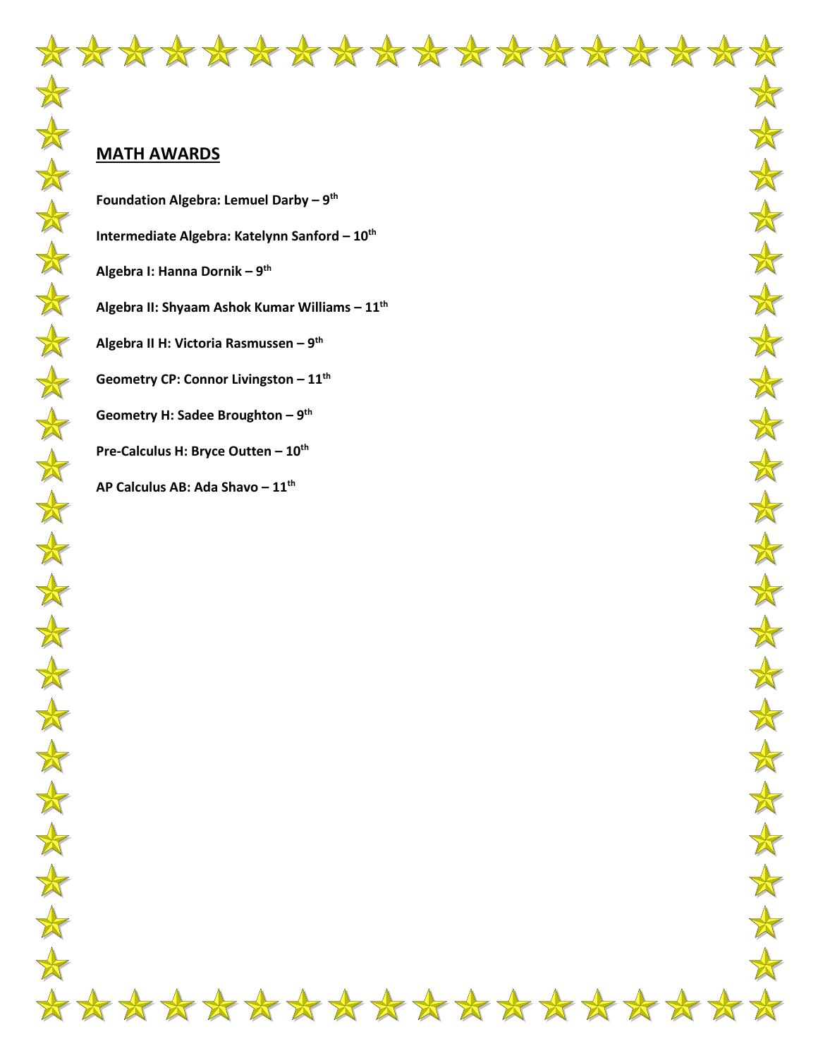## MATH AWARDS

**Foundation Algebra: Lemuel Darby – 9th**

**Intermediate Algebra: Katelynn Sanford – 10th**

**Algebra I: Hanna Dornik – 9th**

**Algebra II: Shyaam Ashok Kumar Williams – 11th**

**Algebra II H: Victoria Rasmussen – 9th**

**Geometry CP: Connor Livingston – 11th**

**Geometry H: Sadee Broughton – 9th**

**Pre-Calculus H: Bryce Outten – 10th**

**AP Calculus AB: Ada Shavo – 11th**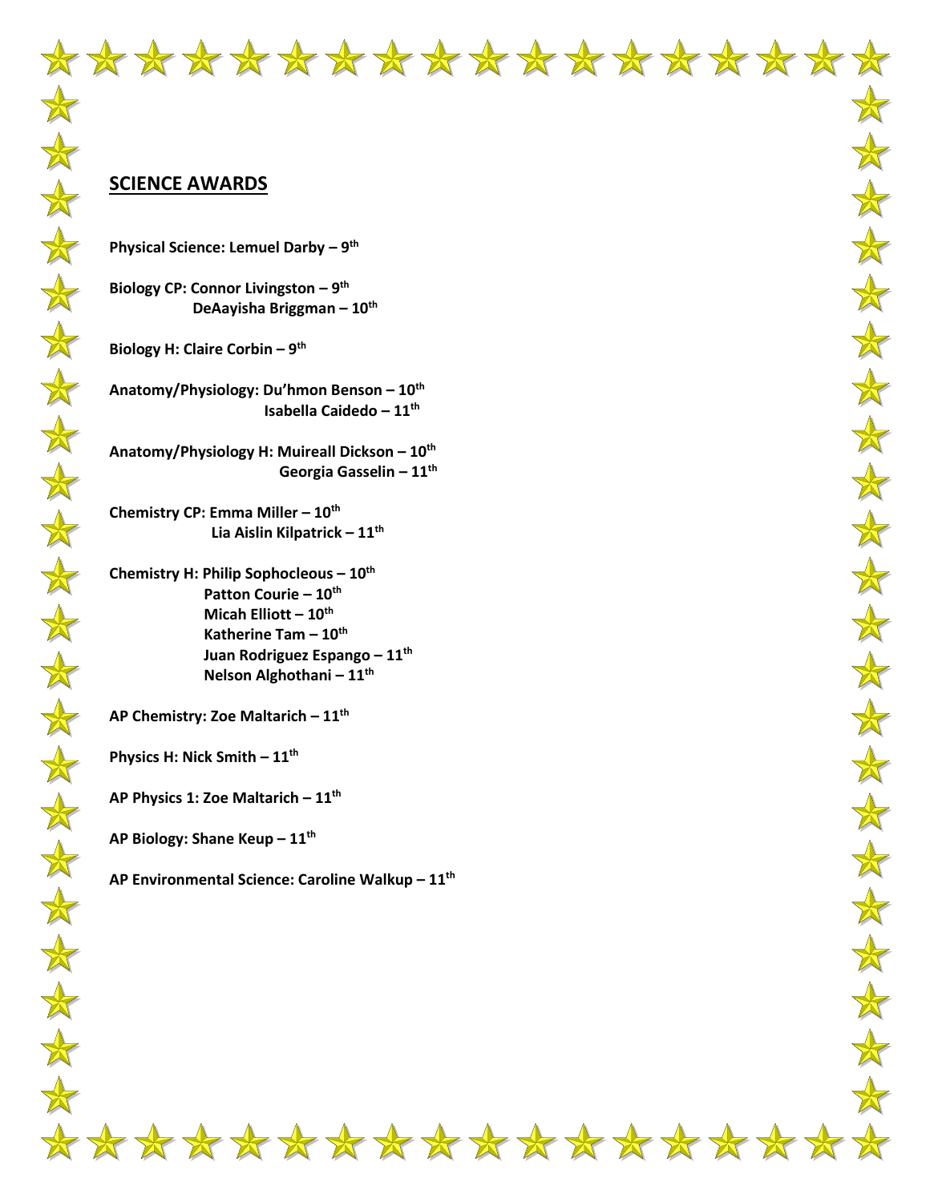## SCIENCE AWARDS

**Physical Science: Lemuel Darby – 9th**

**Biology CP: Connor Livingston – 9th**
**DeAayisha Briggman – 10th**

**Biology H: Claire Corbin – 9th**

**Anatomy/Physiology: Du'hmon Benson – 10th**
**Isabella Caidedo – 11th**

**Anatomy/Physiology H: Muireall Dickson – 10th**
**Georgia Gasselin – 11th**

**Chemistry CP: Emma Miller – 10th**
**Lia Aislin Kilpatrick – 11th**

**Chemistry H: Philip Sophocleous – 10th**
**Patton Courie – 10th**
**Micah Elliott – 10th**
**Katherine Tam – 10th**
**Juan Rodriguez Espango – 11th**
**Nelson Alghothani – 11th**

**AP Chemistry: Zoe Maltarich – 11th**

**Physics H: Nick Smith – 11th**

**AP Physics 1: Zoe Maltarich – 11th**

**AP Biology: Shane Keup – 11th**

**AP Environmental Science: Caroline Walkup – 11th**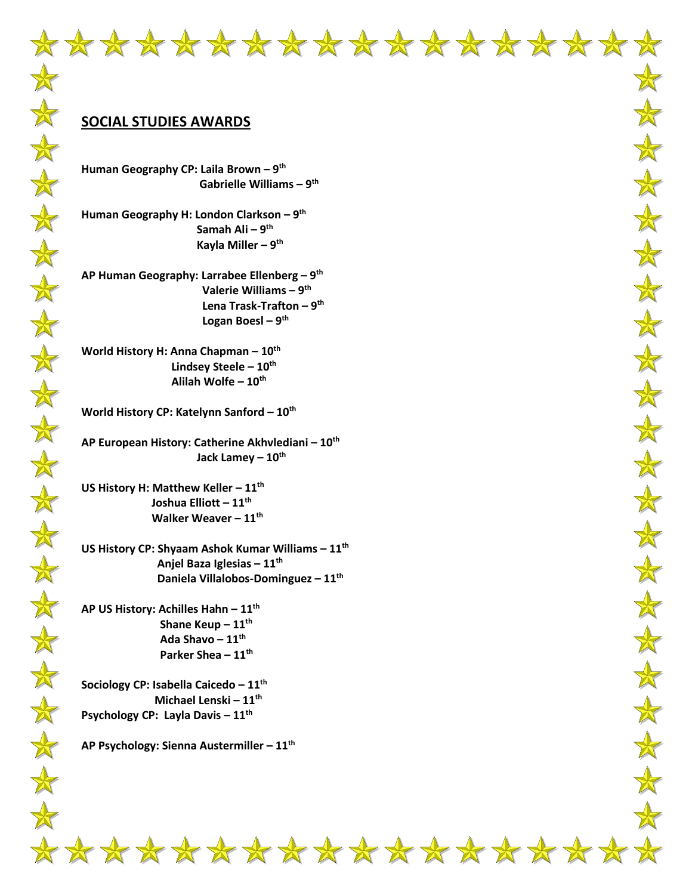## SOCIAL STUDIES AWARDS

**Human Geography CP: Laila Brown – 9th**
**Gabrielle Williams – 9th**

**Human Geography H: London Clarkson – 9th**
**Samah Ali – 9th**
**Kayla Miller – 9th**

**AP Human Geography: Larrabee Ellenberg – 9th**
**Valerie Williams – 9th**
**Lena Trask-Trafton – 9th**
**Logan Boesl – 9th**

**World History H: Anna Chapman – 10th**
**Lindsey Steele – 10th**
**Alilah Wolfe – 10th**

**World History CP: Katelynn Sanford – 10th**

**AP European History: Catherine Akhvlediani – 10th**
**Jack Lamey – 10th**

**US History H: Matthew Keller – 11th**
**Joshua Elliott – 11th**
**Walker Weaver – 11th**

**US History CP: Shyaam Ashok Kumar Williams – 11th**
**Anjel Baza Iglesias – 11th**
**Daniela Villalobos-Dominguez – 11th**

**AP US History: Achilles Hahn – 11th**
**Shane Keup – 11th**
**Ada Shavo – 11th**
**Parker Shea – 11th**

**Sociology CP: Isabella Caicedo – 11th**
**Michael Lenski – 11th**
**Psychology CP: Layla Davis – 11th**

**AP Psychology: Sienna Austermiller – 11th**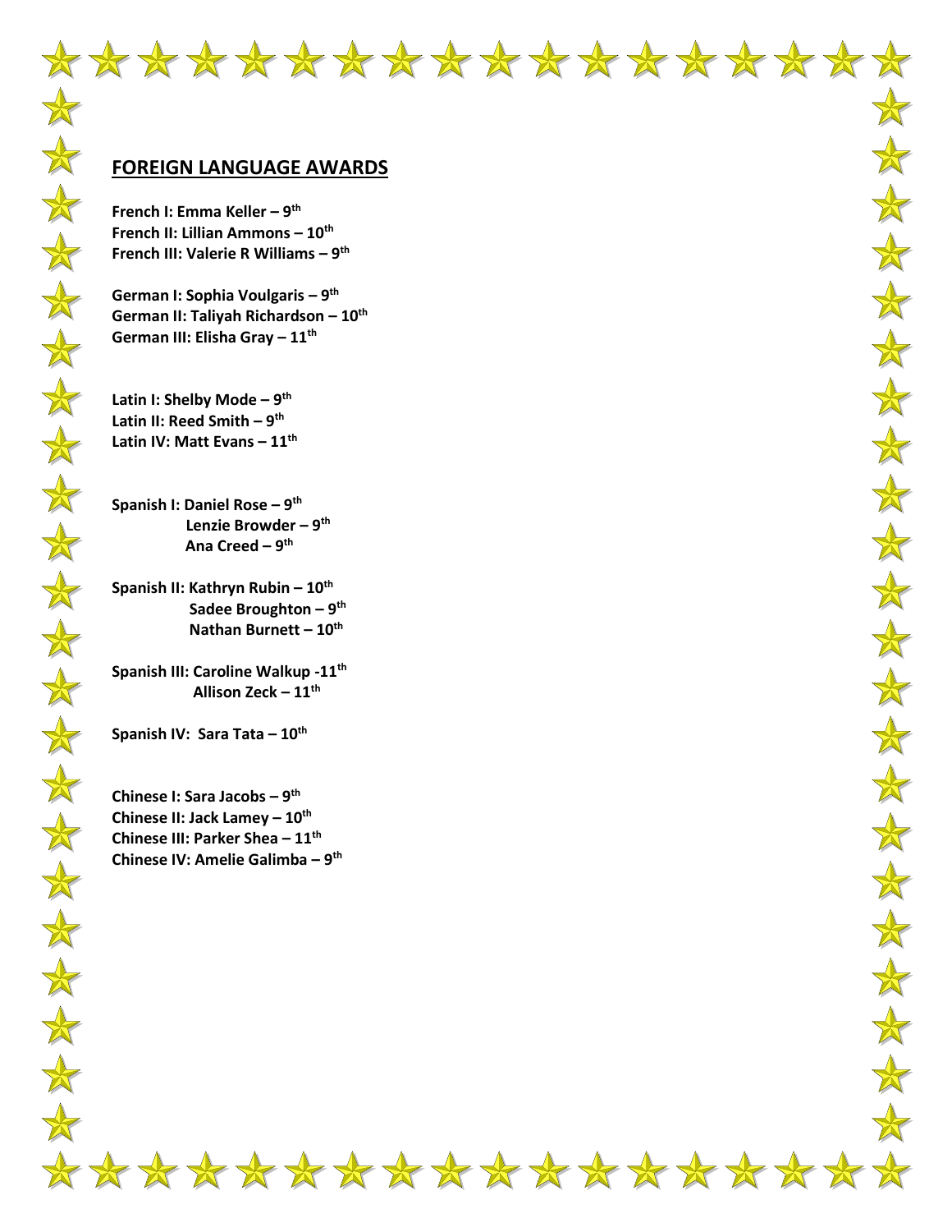## FOREIGN LANGUAGE AWARDS

**French I: Emma Keller – 9th**
**French II: Lillian Ammons – 10th**
**French III: Valerie R Williams – 9th**

**German I: Sophia Voulgaris – 9th**
**German II: Taliyah Richardson – 10th**
**German III: Elisha Gray – 11th**

**Latin I: Shelby Mode – 9th**
**Latin II: Reed Smith – 9th**
**Latin IV: Matt Evans – 11th**

**Spanish I: Daniel Rose – 9th**
**Lenzie Browder – 9th**
**Ana Creed – 9th**

**Spanish II: Kathryn Rubin – 10th**
**Sadee Broughton – 9th**
**Nathan Burnett – 10th**

**Spanish III: Caroline Walkup -11th**
**Allison Zeck – 11th**

**Spanish IV: Sara Tata – 10th**

**Chinese I: Sara Jacobs – 9th**
**Chinese II: Jack Lamey – 10th**
**Chinese III: Parker Shea – 11th**
**Chinese IV: Amelie Galimba – 9th**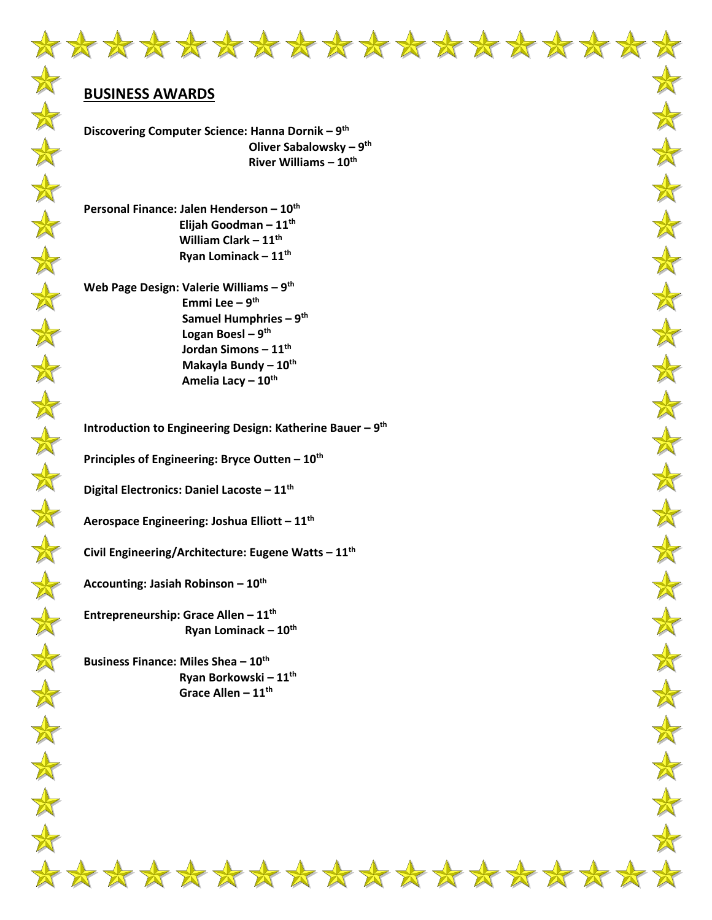## BUSINESS AWARDS

**Discovering Computer Science: Hanna Dornik – 9th**
**Oliver Sabalowsky – 9th**
**River Williams – 10th**

**Personal Finance: Jalen Henderson – 10th**
**Elijah Goodman – 11th**
**William Clark – 11th**
**Ryan Lominack – 11th**

**Web Page Design: Valerie Williams – 9th**
**Emmi Lee – 9th**
**Samuel Humphries – 9th**
**Logan Boesl – 9th**
**Jordan Simons – 11th**
**Makayla Bundy – 10th**
**Amelia Lacy – 10th**

**Introduction to Engineering Design: Katherine Bauer – 9th**

**Principles of Engineering: Bryce Outten – 10th**

**Digital Electronics: Daniel Lacoste – 11th**

**Aerospace Engineering: Joshua Elliott – 11th**

**Civil Engineering/Architecture: Eugene Watts – 11th**

**Accounting: Jasiah Robinson – 10th**

**Entrepreneurship: Grace Allen – 11th**
**Ryan Lominack – 10th**

**Business Finance: Miles Shea – 10th**
**Ryan Borkowski – 11th**
**Grace Allen – 11th**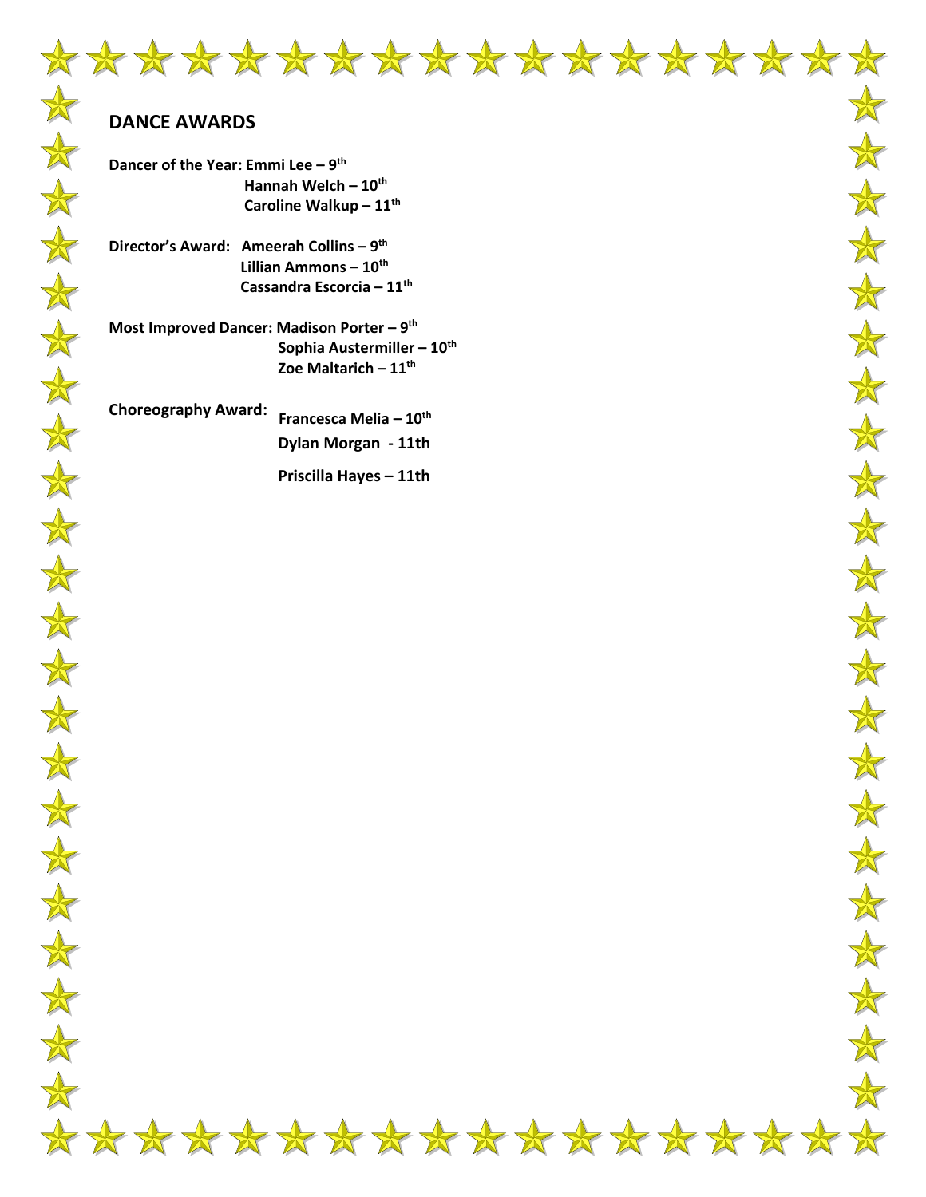## DANCE AWARDS

**Dancer of the Year: Emmi Lee – 9th**
**Hannah Welch – 10th**
**Caroline Walkup – 11th**

**Director's Award: Ameerah Collins – 9th**
**Lillian Ammons – 10th**
**Cassandra Escorcia – 11th**

**Most Improved Dancer: Madison Porter – 9th**
**Sophia Austermiller – 10th**
**Zoe Maltarich – 11th**

**Choreography Award: Francesca Melia – 10th**
**Dylan Morgan - 11th**
**Priscilla Hayes – 11th**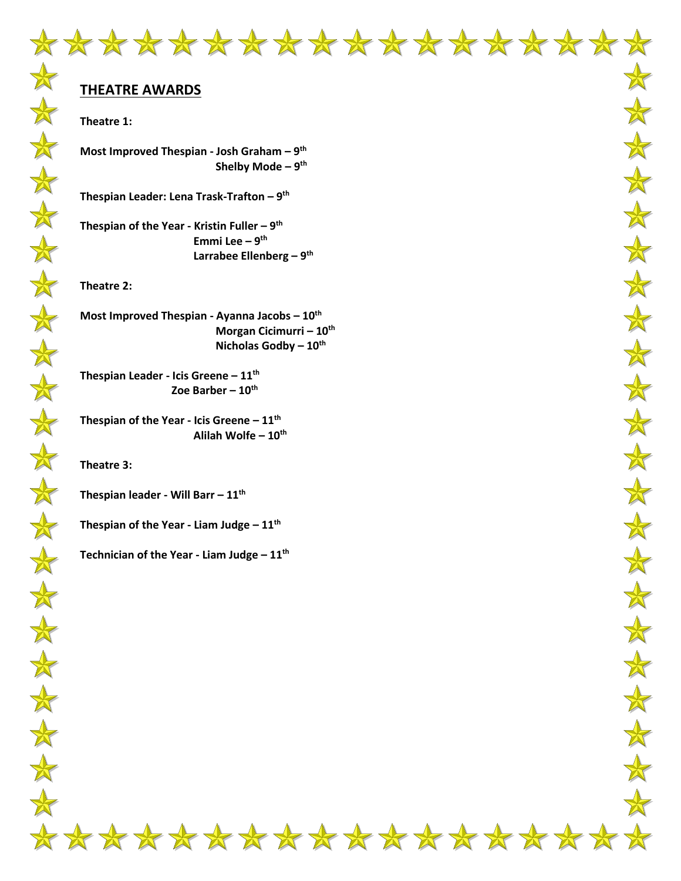## THEATRE AWARDS

**Theatre 1:**

**Most Improved Thespian - Josh Graham – 9th**
**Shelby Mode – 9th**

**Thespian Leader: Lena Trask-Trafton – 9th**

**Thespian of the Year - Kristin Fuller – 9th**
**Emmi Lee – 9th**
**Larrabee Ellenberg – 9th**

**Theatre 2:**

**Most Improved Thespian - Ayanna Jacobs – 10th**
**Morgan Cicimurri – 10th**
**Nicholas Godby – 10th**

**Thespian Leader - Icis Greene – 11th**
**Zoe Barber – 10th**

**Thespian of the Year - Icis Greene – 11th**
**Alilah Wolfe – 10th**

**Theatre 3:**

**Thespian leader - Will Barr – 11th**

**Thespian of the Year - Liam Judge – 11th**

**Technician of the Year - Liam Judge – 11th**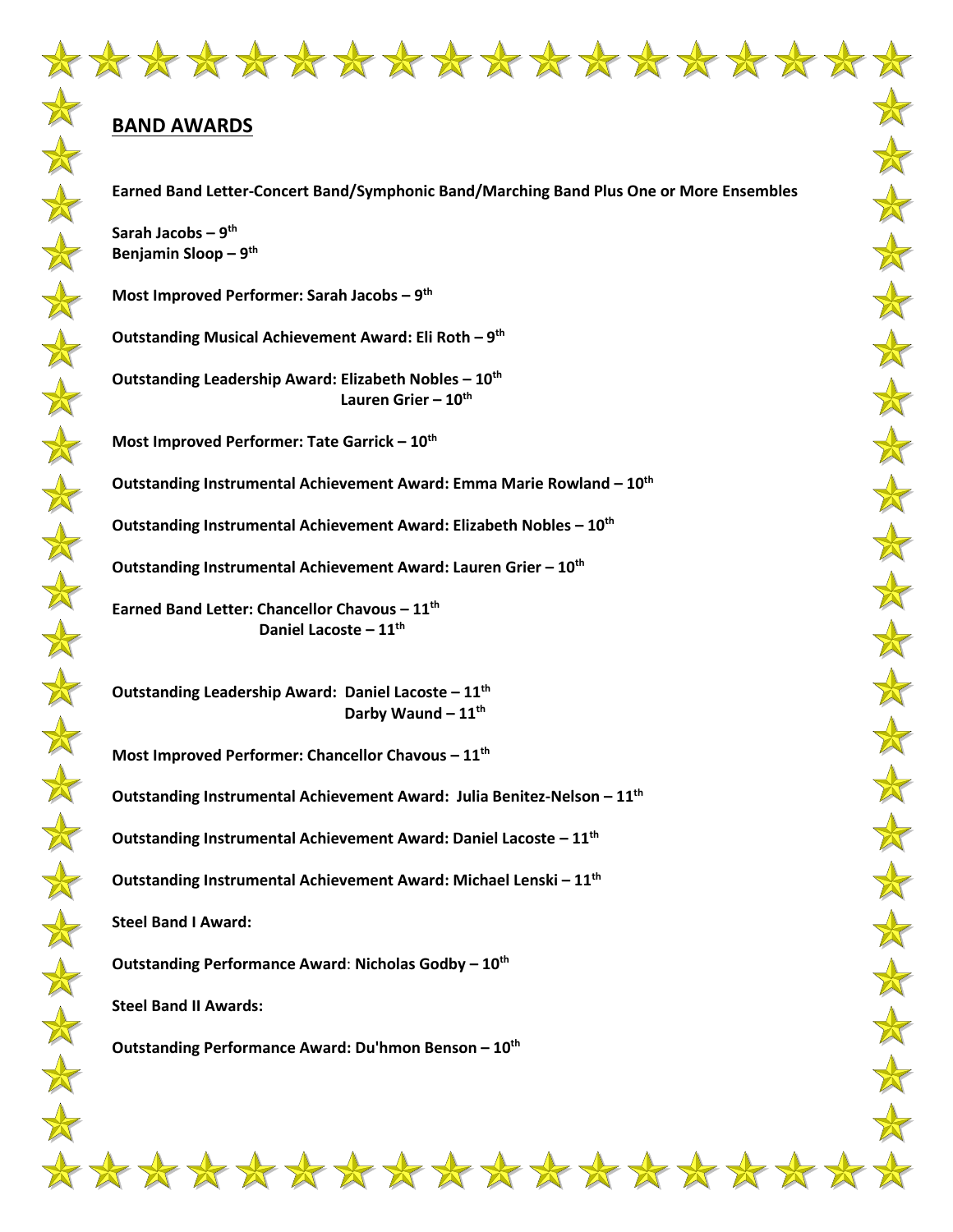## BAND AWARDS

**Earned Band Letter-Concert Band/Symphonic Band/Marching Band Plus One or More Ensembles**

**Sarah Jacobs – 9th**
**Benjamin Sloop – 9th**

**Most Improved Performer: Sarah Jacobs – 9th**

**Outstanding Musical Achievement Award: Eli Roth – 9th**

**Outstanding Leadership Award: Elizabeth Nobles – 10th**
**Lauren Grier – 10th**

**Most Improved Performer: Tate Garrick – 10th**

**Outstanding Instrumental Achievement Award: Emma Marie Rowland – 10th**

**Outstanding Instrumental Achievement Award: Elizabeth Nobles – 10th**

**Outstanding Instrumental Achievement Award: Lauren Grier – 10th**

**Earned Band Letter: Chancellor Chavous – 11th**
**Daniel Lacoste – 11th**

**Outstanding Leadership Award: Daniel Lacoste – 11th**
**Darby Waund – 11th**

**Most Improved Performer: Chancellor Chavous – 11th**

**Outstanding Instrumental Achievement Award: Julia Benitez-Nelson – 11th**

**Outstanding Instrumental Achievement Award: Daniel Lacoste – 11th**

**Outstanding Instrumental Achievement Award: Michael Lenski – 11th**

**Steel Band I Award:**

**Outstanding Performance Award: Nicholas Godby – 10th**

**Steel Band II Awards:**

**Outstanding Performance Award: Du'hmon Benson – 10th**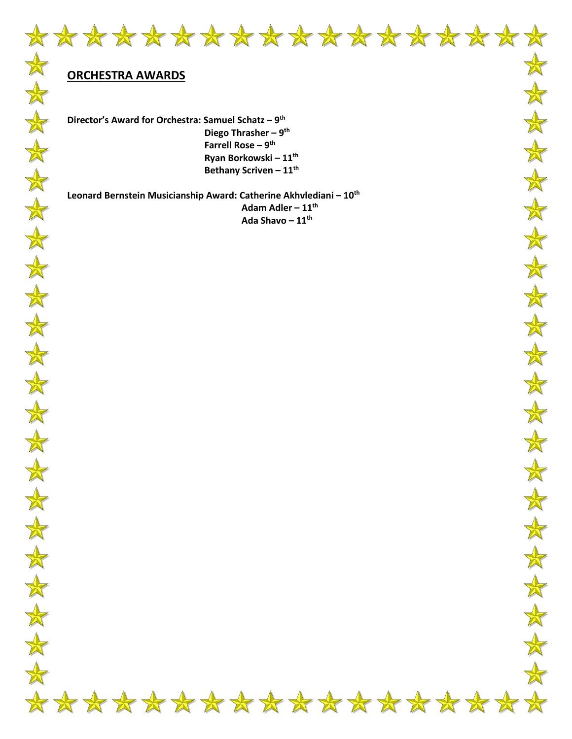## ORCHESTRA AWARDS

**Director's Award for Orchestra: Samuel Schatz – 9th**
**Diego Thrasher – 9th**
**Farrell Rose – 9th**
**Ryan Borkowski – 11th**
**Bethany Scriven – 11th**

**Leonard Bernstein Musicianship Award: Catherine Akhvlediani – 10th**
**Adam Adler – 11th**
**Ada Shavo – 11th**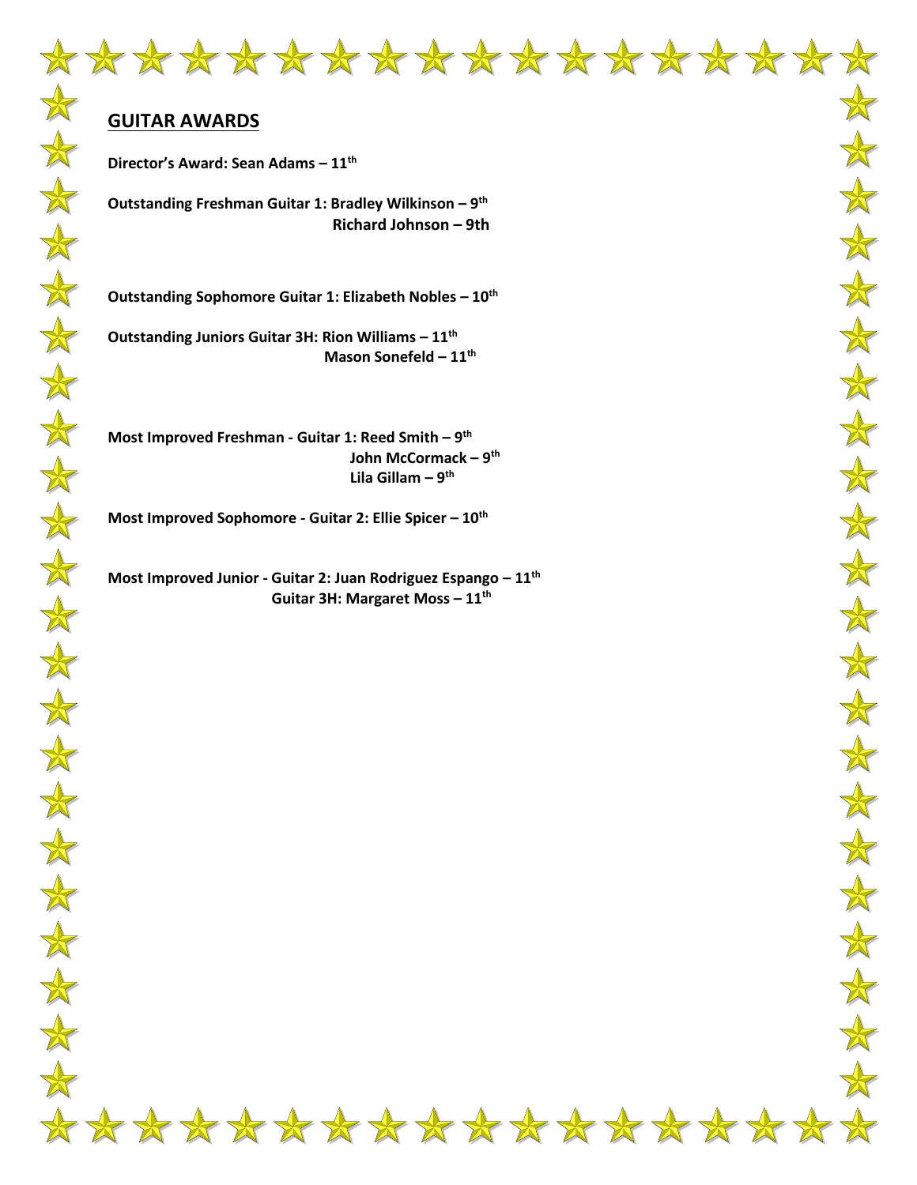## GUITAR AWARDS

**Director's Award: Sean Adams – 11th**

**Outstanding Freshman Guitar 1: Bradley Wilkinson – 9th**
**Richard Johnson – 9th**

**Outstanding Sophomore Guitar 1: Elizabeth Nobles – 10th**

**Outstanding Juniors Guitar 3H: Rion Williams – 11th**
**Mason Sonefeld – 11th**

**Most Improved Freshman - Guitar 1: Reed Smith – 9th**
**John McCormack – 9th**
**Lila Gillam – 9th**

**Most Improved Sophomore - Guitar 2: Ellie Spicer – 10th**

**Most Improved Junior - Guitar 2: Juan Rodriguez Espango – 11th**
**Guitar 3H: Margaret Moss – 11th**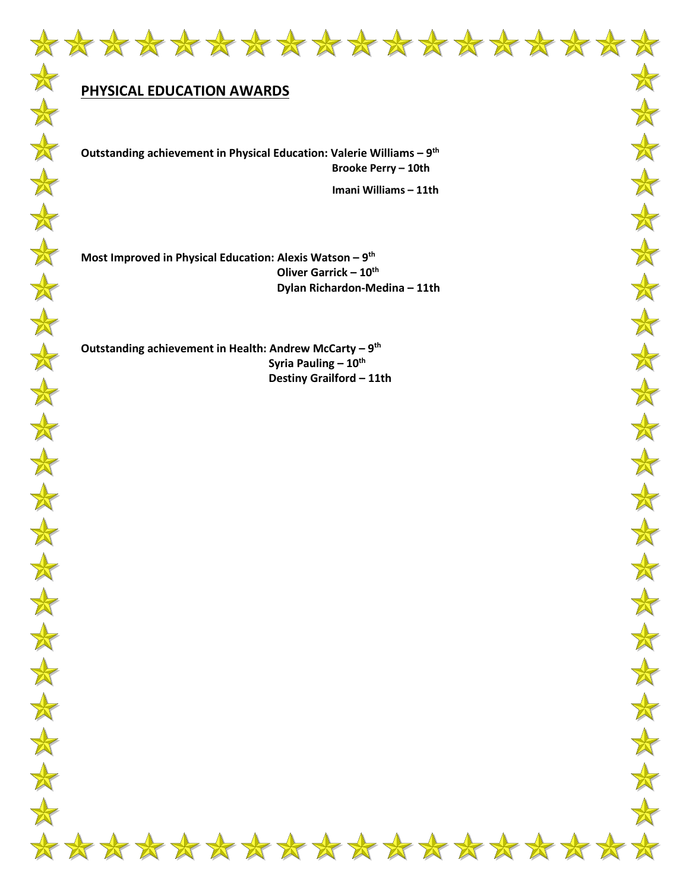## **PHYSICAL EDUCATION AWARDS**

**Outstanding achievement in Physical Education: Valerie Williams – 9th**
**Brooke Perry – 10th**
**Imani Williams – 11th**

**Most Improved in Physical Education: Alexis Watson – 9th**
**Oliver Garrick – 10th**
**Dylan Richardon-Medina – 11th**

**Outstanding achievement in Health: Andrew McCarty – 9th**
**Syria Pauling – 10th**
**Destiny Grailford – 11th**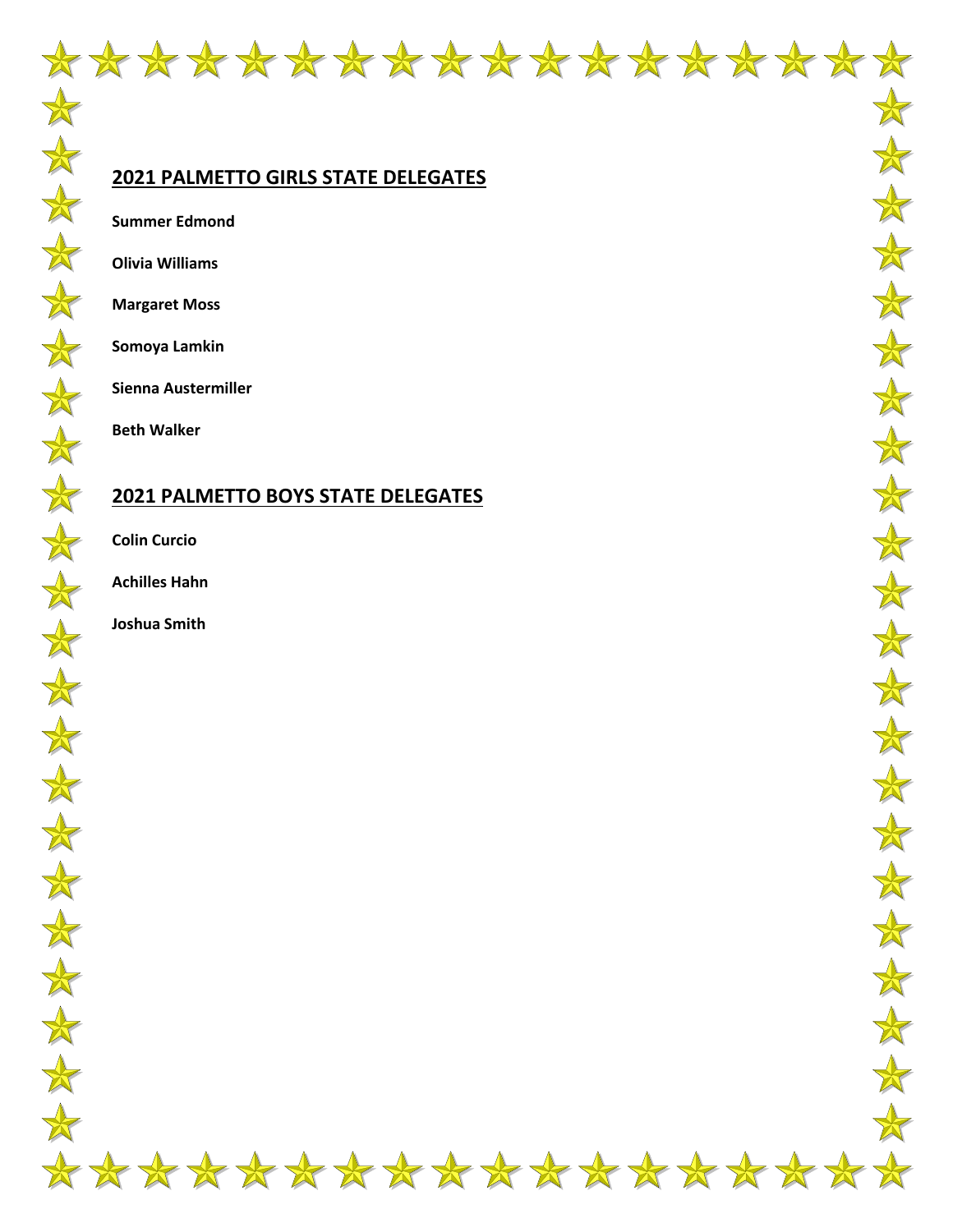## 2021 PALMETTO GIRLS STATE DELEGATES

**Summer Edmond**

**Olivia Williams**

**Margaret Moss**

**Somoya Lamkin**

**Sienna Austermiller**

**Beth Walker**

## 2021 PALMETTO BOYS STATE DELEGATES

**Colin Curcio**

**Achilles Hahn**

**Joshua Smith**